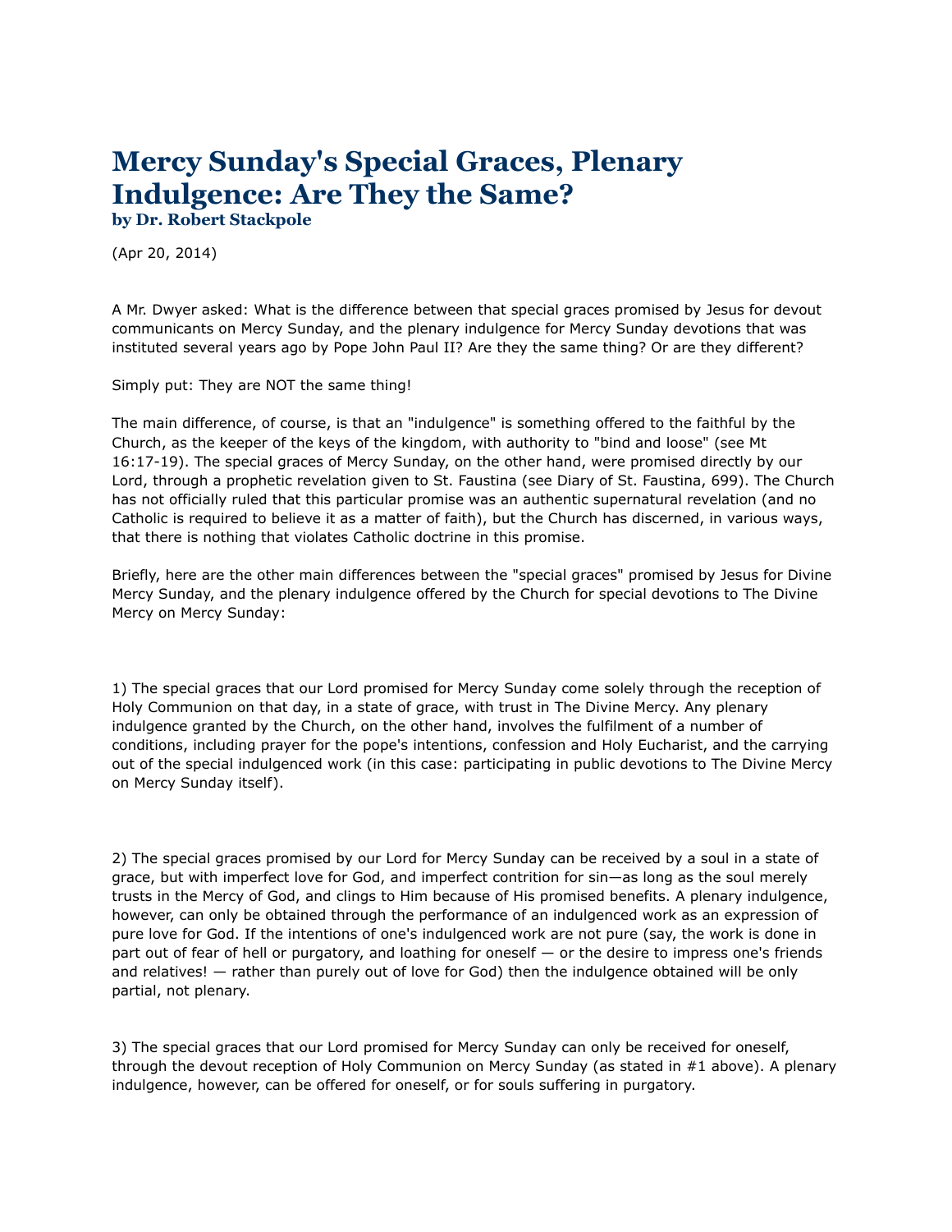# Mercy Sunday's Special Graces, Plenary Indulgence: Are They the Same?

**by Dr. Robert Stackpole**

(Apr 20, 2014)

A Mr. Dwyer asked: What is the difference between that special graces promised by Jesus for devout communicants on Mercy Sunday, and the plenary indulgence for Mercy Sunday devotions that was instituted several years ago by Pope John Paul II? Are they the same thing? Or are they different?

Simply put: They are NOT the same thing!

The main difference, of course, is that an "indulgence" is something offered to the faithful by the Church, as the keeper of the keys of the kingdom, with authority to "bind and loose" (see Mt 16:17-19). The special graces of Mercy Sunday, on the other hand, were promised directly by our Lord, through a prophetic revelation given to St. Faustina (see Diary of St. Faustina, 699). The Church has not officially ruled that this particular promise was an authentic supernatural revelation (and no Catholic is required to believe it as a matter of faith), but the Church has discerned, in various ways, that there is nothing that violates Catholic doctrine in this promise.

Briefly, here are the other main differences between the "special graces" promised by Jesus for Divine Mercy Sunday, and the plenary indulgence offered by the Church for special devotions to The Divine Mercy on Mercy Sunday:

1) The special graces that our Lord promised for Mercy Sunday come solely through the reception of Holy Communion on that day, in a state of grace, with trust in The Divine Mercy. Any plenary indulgence granted by the Church, on the other hand, involves the fulfilment of a number of conditions, including prayer for the pope's intentions, confession and Holy Eucharist, and the carrying out of the special indulgenced work (in this case: participating in public devotions to The Divine Mercy on Mercy Sunday itself).

2) The special graces promised by our Lord for Mercy Sunday can be received by a soul in a state of grace, but with imperfect love for God, and imperfect contrition for sin—as long as the soul merely trusts in the Mercy of God, and clings to Him because of His promised benefits. A plenary indulgence, however, can only be obtained through the performance of an indulgenced work as an expression of pure love for God. If the intentions of one's indulgenced work are not pure (say, the work is done in part out of fear of hell or purgatory, and loathing for oneself — or the desire to impress one's friends and relatives! — rather than purely out of love for God) then the indulgence obtained will be only partial, not plenary.

3) The special graces that our Lord promised for Mercy Sunday can only be received for oneself, through the devout reception of Holy Communion on Mercy Sunday (as stated in #1 above). A plenary indulgence, however, can be offered for oneself, or for souls suffering in purgatory.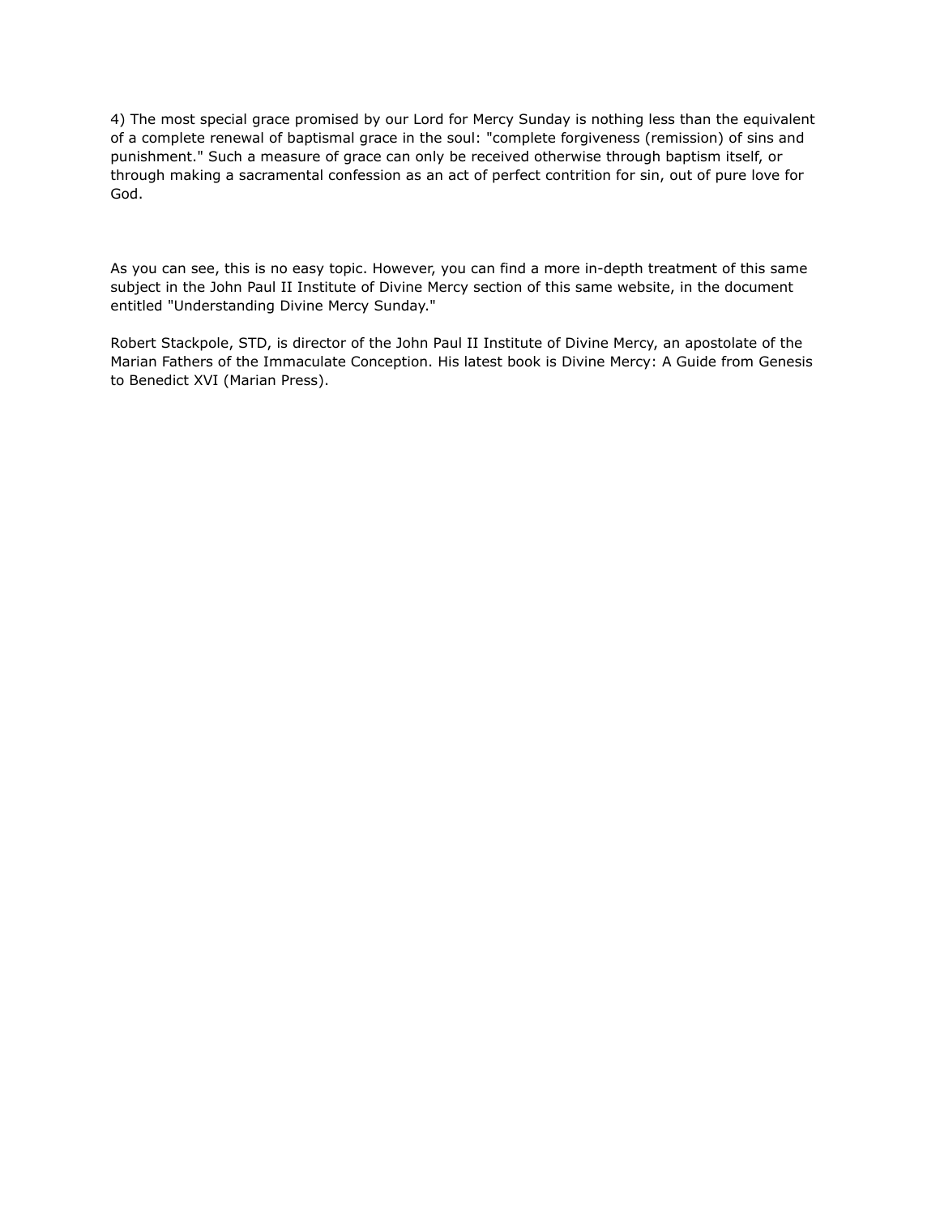4) The most special grace promised by our Lord for Mercy Sunday is nothing less than the equivalent of a complete renewal of baptismal grace in the soul: "complete forgiveness (remission) of sins and punishment." Such a measure of grace can only be received otherwise through baptism itself, or through making a sacramental confession as an act of perfect contrition for sin, out of pure love for God.

As you can see, this is no easy topic. However, you can find a more in-depth treatment of this same subject in the John Paul II Institute of Divine Mercy section of this same website, in the document entitled "Understanding Divine Mercy Sunday."

Robert Stackpole, STD, is director of the John Paul II Institute of Divine Mercy, an apostolate of the Marian Fathers of the Immaculate Conception. His latest book is Divine Mercy: A Guide from Genesis to Benedict XVI (Marian Press).